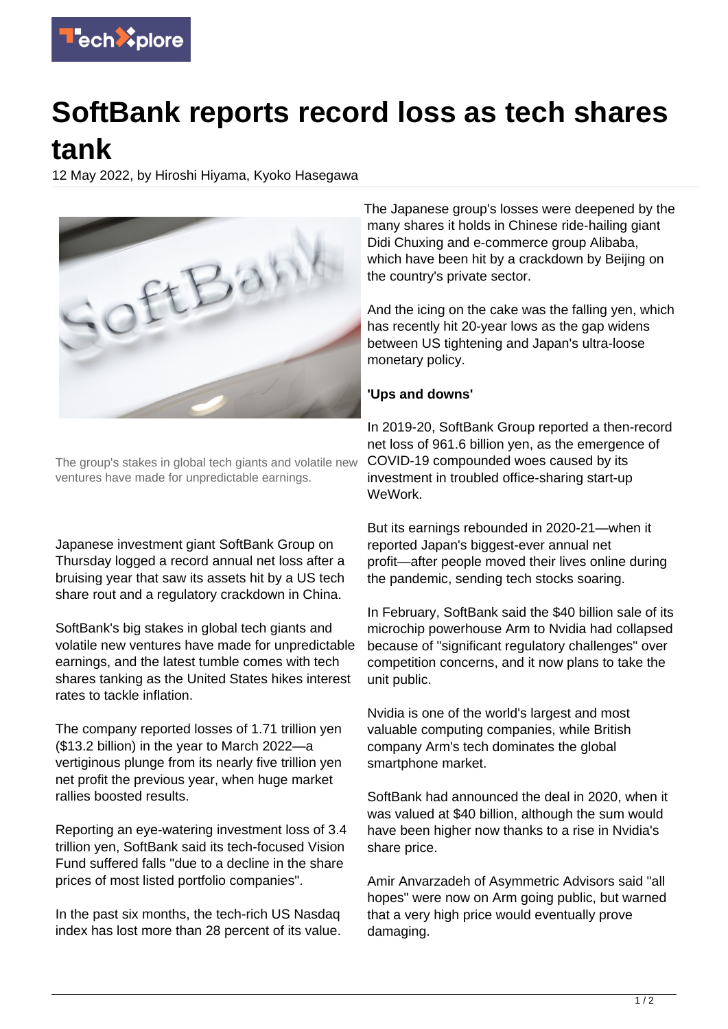# SoftBank reports record loss as tech shares tank

12 May 2022, by Hiroshi Hiyama, Kyoko Hasegawa

The group's stakes in global tech giants and volatile new ventures have made for unpredictable earnings.

Japanese investment giant SoftBank Group on Thursday logged a record annual net loss after a bruising year that saw its assets hit by a US tech share rout and a regulatory crackdown in China.

SoftBank's big stakes in global tech giants and volatile new ventures have made for unpredictable earnings, and the latest tumble comes with tech shares tanking as the United States hikes interest rates to tackle inflation.

The company reported losses of 1.71 trillion yen ($13.2 billion) in the year to March 2022—a vertiginous plunge from its nearly five trillion yen net profit the previous year, when huge market rallies boosted results.

Reporting an eye-watering investment loss of 3.4 trillion yen, SoftBank said its tech-focused Vision Fund suffered falls "due to a decline in the share prices of most listed portfolio companies".

In the past six months, the tech-rich US Nasdaq index has lost more than 28 percent of its value.

The Japanese group's losses were deepened by the many shares it holds in Chinese ride-hailing giant Didi Chuxing and e-commerce group Alibaba, which have been hit by a crackdown by Beijing on the country's private sector.

And the icing on the cake was the falling yen, which has recently hit 20-year lows as the gap widens between US tightening and Japan's ultra-loose monetary policy.

**'Ups and downs'**

In 2019-20, SoftBank Group reported a then-record net loss of 961.6 billion yen, as the emergence of COVID-19 compounded woes caused by its investment in troubled office-sharing start-up WeWork.

But its earnings rebounded in 2020-21—when it reported Japan's biggest-ever annual net profit—after people moved their lives online during the pandemic, sending tech stocks soaring.

In February, SoftBank said the $40 billion sale of its microchip powerhouse Arm to Nvidia had collapsed because of "significant regulatory challenges" over competition concerns, and it now plans to take the unit public.

Nvidia is one of the world's largest and most valuable computing companies, while British company Arm's tech dominates the global smartphone market.

SoftBank had announced the deal in 2020, when it was valued at $40 billion, although the sum would have been higher now thanks to a rise in Nvidia's share price.

Amir Anvarzadeh of Asymmetric Advisors said "all hopes" were now on Arm going public, but warned that a very high price would eventually prove damaging.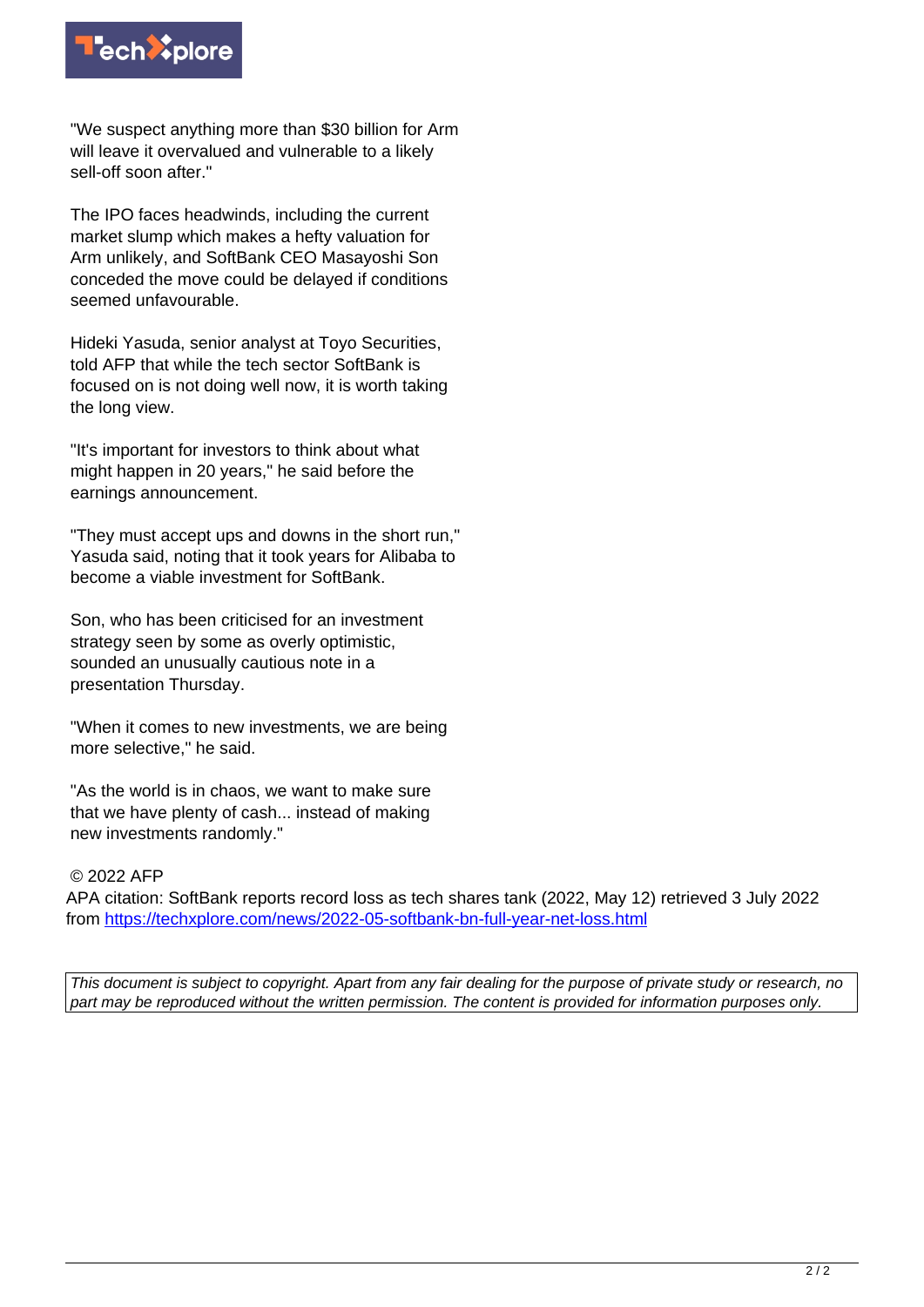"We suspect anything more than $30 billion for Arm will leave it overvalued and vulnerable to a likely sell-off soon after."

The IPO faces headwinds, including the current market slump which makes a hefty valuation for Arm unlikely, and SoftBank CEO Masayoshi Son conceded the move could be delayed if conditions seemed unfavourable.

Hideki Yasuda, senior analyst at Toyo Securities, told AFP that while the tech sector SoftBank is focused on is not doing well now, it is worth taking the long view.

"It's important for investors to think about what might happen in 20 years," he said before the earnings announcement.

"They must accept ups and downs in the short run," Yasuda said, noting that it took years for Alibaba to become a viable investment for SoftBank.

Son, who has been criticised for an investment strategy seen by some as overly optimistic, sounded an unusually cautious note in a presentation Thursday.

"When it comes to new investments, we are being more selective," he said.

"As the world is in chaos, we want to make sure that we have plenty of cash... instead of making new investments randomly."

© 2022 AFP

APA citation: SoftBank reports record loss as tech shares tank (2022, May 12) retrieved 3 July 2022 from https://techxplore.com/news/2022-05-softbank-bn-full-year-net-loss.html

*This document is subject to copyright. Apart from any fair dealing for the purpose of private study or research, no part may be reproduced without the written permission. The content is provided for information purposes only.*